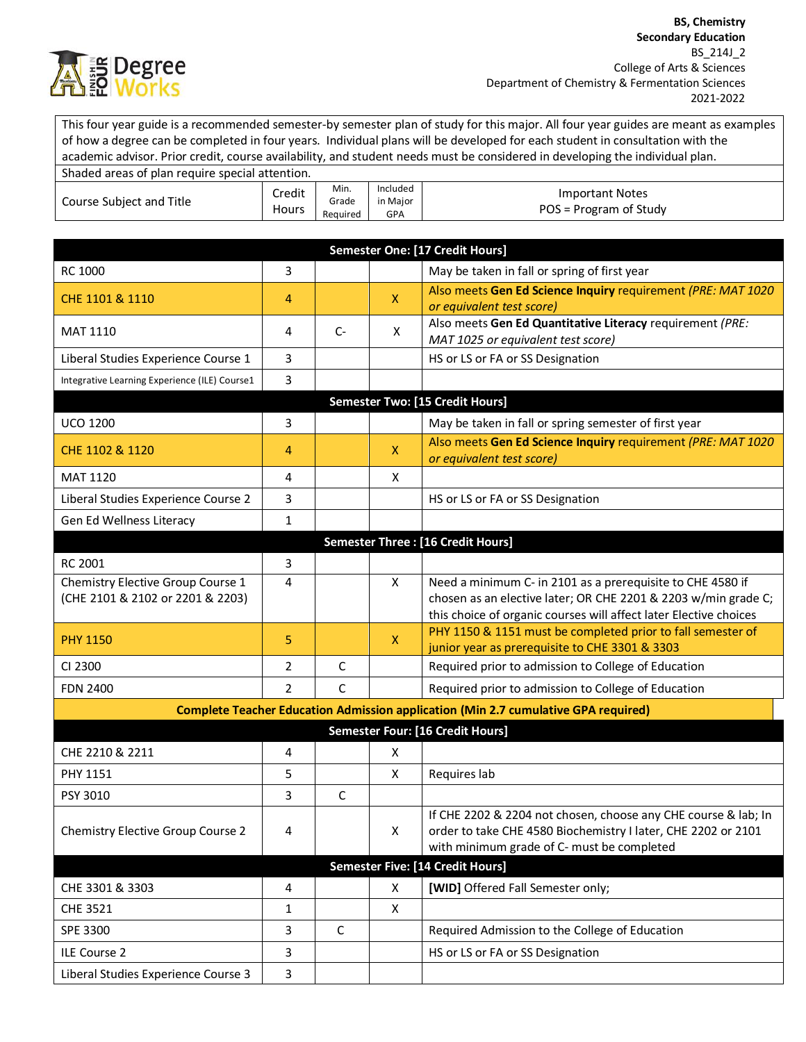**BS, Chemistry**
**Secondary Education**
BS_214J_2
College of Arts & Sciences
Department of Chemistry & Fermentation Sciences
2021-2022

This four year guide is a recommended semester-by semester plan of study for this major. All four year guides are meant as examples of how a degree can be completed in four years. Individual plans will be developed for each student in consultation with the academic advisor. Prior credit, course availability, and student needs must be considered in developing the individual plan.

Shaded areas of plan require special attention.

| Course Subject and Title | Credit Hours | Min. Grade Required | Included in Major GPA | Important Notes POS = Program of Study |
|---|---|---|---|---|
| **Semester One: [17 Credit Hours]** | | | | |
| RC 1000 | 3 | | | May be taken in fall or spring of first year |
| CHE 1101 & 1110 | 4 | | X | Also meets **Gen Ed Science Inquiry** requirement *(PRE: MAT 1020 or equivalent test score)* |
| MAT 1110 | 4 | C- | X | Also meets **Gen Ed Quantitative Literacy** requirement *(PRE: MAT 1025 or equivalent test score)* |
| Liberal Studies Experience Course 1 | 3 | | | HS or LS or FA or SS Designation |
| Integrative Learning Experience (ILE) Course1 | 3 | | | |
| **Semester Two: [15 Credit Hours]** | | | | |
| UCO 1200 | 3 | | | May be taken in fall or spring semester of first year |
| CHE 1102 & 1120 | 4 | | X | Also meets **Gen Ed Science Inquiry** requirement *(PRE: MAT 1020 or equivalent test score)* |
| MAT 1120 | 4 | | X | |
| Liberal Studies Experience Course 2 | 3 | | | HS or LS or FA or SS Designation |
| Gen Ed Wellness Literacy | 1 | | | |
| **Semester Three : [16 Credit Hours]** | | | | |
| RC 2001 | 3 | | | |
| Chemistry Elective Group Course 1 (CHE 2101 & 2102 or 2201 & 2203) | 4 | | X | Need a minimum C- in 2101 as a prerequisite to CHE 4580 if chosen as an elective later; OR CHE 2201 & 2203 w/min grade C; this choice of organic courses will affect later Elective choices |
| PHY 1150 | 5 | | X | PHY 1150 & 1151 must be completed prior to fall semester of junior year as prerequisite to CHE 3301 & 3303 |
| CI 2300 | 2 | C | | Required prior to admission to College of Education |
| FDN 2400 | 2 | C | | Required prior to admission to College of Education |
| **Complete Teacher Education Admission application (Min 2.7 cumulative GPA required)** | | | | |
| **Semester Four: [16 Credit Hours]** | | | | |
| CHE 2210 & 2211 | 4 | | X | |
| PHY 1151 | 5 | | X | Requires lab |
| PSY 3010 | 3 | C | | |
| Chemistry Elective Group Course 2 | 4 | | X | If CHE 2202 & 2204 not chosen, choose any CHE course & lab; In order to take CHE 4580 Biochemistry I later, CHE 2202 or 2101 with minimum grade of C- must be completed |
| **Semester Five: [14 Credit Hours]** | | | | |
| CHE 3301 & 3303 | 4 | | X | **[WID]** Offered Fall Semester only; |
| CHE 3521 | 1 | | X | |
| SPE 3300 | 3 | C | | Required Admission to the College of Education |
| ILE Course 2 | 3 | | | HS or LS or FA or SS Designation |
| Liberal Studies Experience Course 3 | 3 | | | |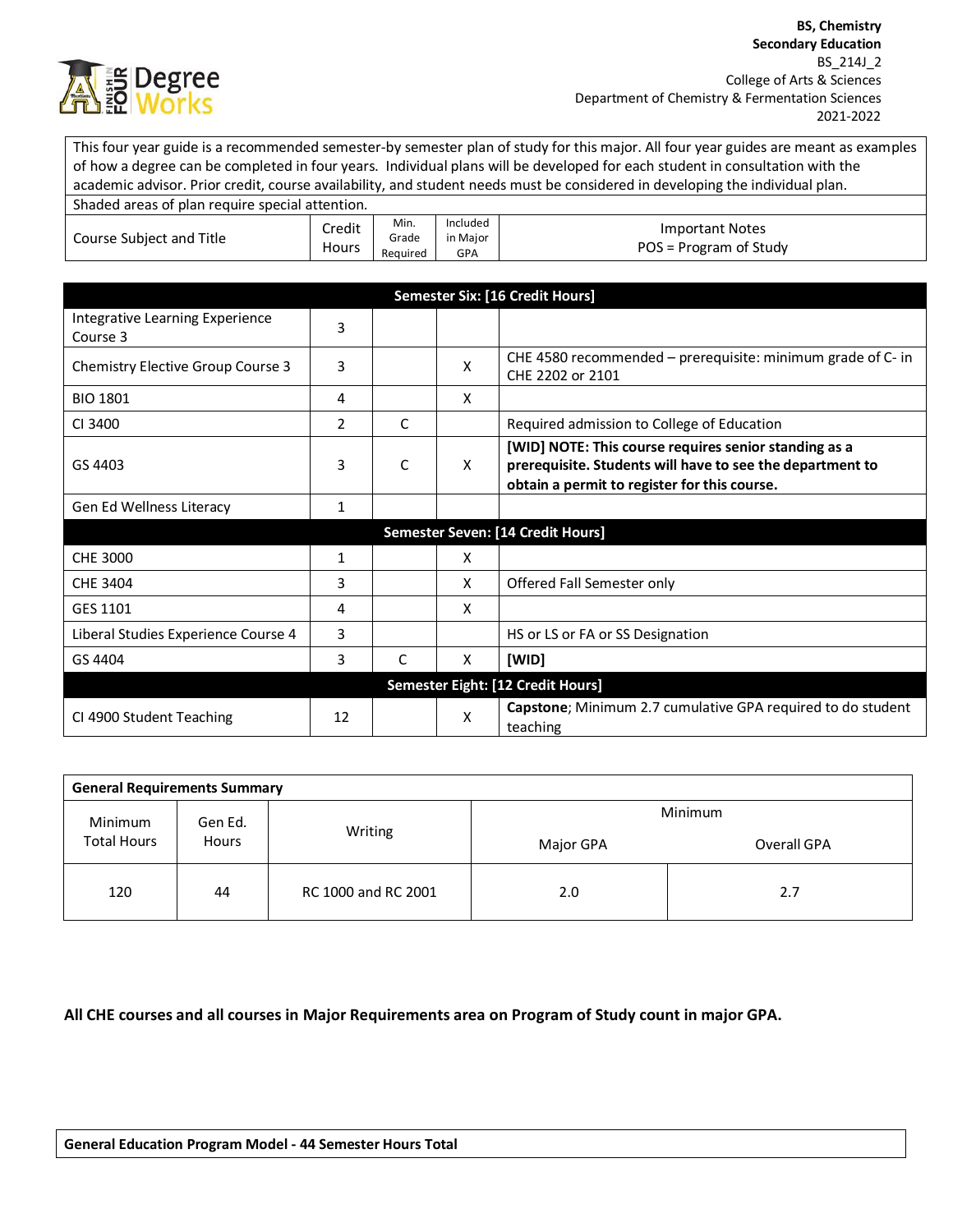**BS, Chemistry**
**Secondary Education**
BS_214J_2
College of Arts & Sciences
Department of Chemistry & Fermentation Sciences
2021-2022

This four year guide is a recommended semester-by semester plan of study for this major. All four year guides are meant as examples of how a degree can be completed in four years. Individual plans will be developed for each student in consultation with the academic advisor. Prior credit, course availability, and student needs must be considered in developing the individual plan.

Shaded areas of plan require special attention.

| Course Subject and Title | Credit Hours | Min. Grade Required | Included in Major GPA | Important Notes POS = Program of Study |
|---|---|---|---|---|
| **Semester Six: [16 Credit Hours]** | | | | |
| Integrative Learning Experience Course 3 | 3 | | | |
| Chemistry Elective Group Course 3 | 3 | | X | CHE 4580 recommended – prerequisite: minimum grade of C- in CHE 2202 or 2101 |
| BIO 1801 | 4 | | X | |
| CI 3400 | 2 | C | | Required admission to College of Education |
| GS 4403 | 3 | C | X | **[WID] NOTE: This course requires senior standing as a prerequisite. Students will have to see the department to obtain a permit to register for this course.** |
| Gen Ed Wellness Literacy | 1 | | | |
| **Semester Seven: [14 Credit Hours]** | | | | |
| CHE 3000 | 1 | | X | |
| CHE 3404 | 3 | | X | Offered Fall Semester only |
| GES 1101 | 4 | | X | |
| Liberal Studies Experience Course 4 | 3 | | | HS or LS or FA or SS Designation |
| GS 4404 | 3 | C | X | **[WID]** |
| **Semester Eight: [12 Credit Hours]** | | | | |
| CI 4900 Student Teaching | 12 | | X | **Capstone**; Minimum 2.7 cumulative GPA required to do student teaching |

| **General Requirements Summary** | | | | |
|---|---|---|---|---|
| Minimum Total Hours | Gen Ed. Hours | Writing | Minimum Major GPA | Minimum Overall GPA |
| 120 | 44 | RC 1000 and RC 2001 | 2.0 | 2.7 |

**All CHE courses and all courses in Major Requirements area on Program of Study count in major GPA.**

**General Education Program Model - 44 Semester Hours Total**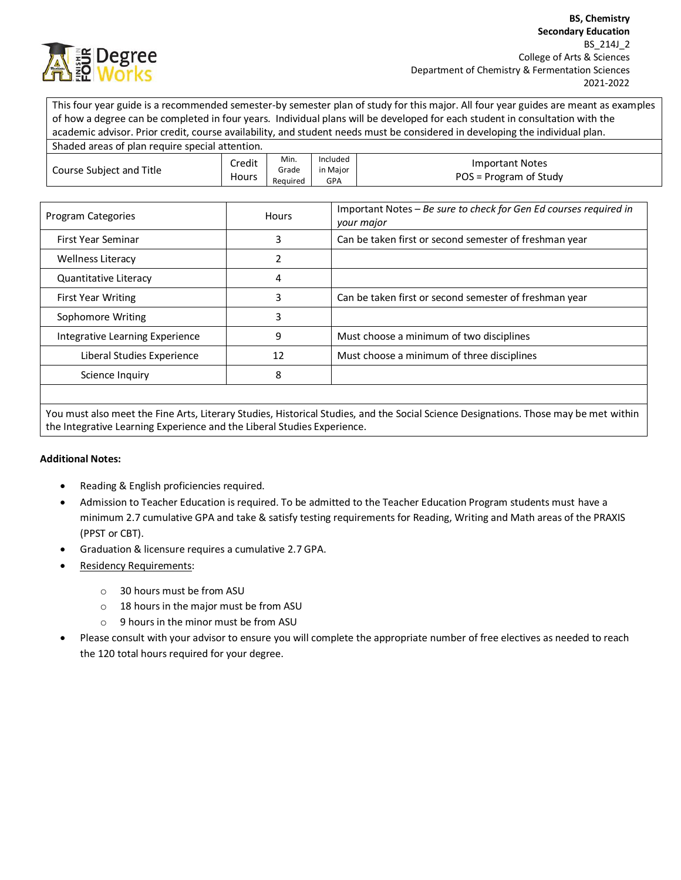**BS, Chemistry**
**Secondary Education**
BS_214J_2
College of Arts & Sciences
Department of Chemistry & Fermentation Sciences
2021-2022

| This four year guide is a recommended semester-by semester plan of study for this major. All four year guides are meant as examples of how a degree can be completed in four years. Individual plans will be developed for each student in consultation with the academic advisor. Prior credit, course availability, and student needs must be considered in developing the individual plan. | | | | |
|---|---|---|---|---|
| Shaded areas of plan require special attention. | | | | |
| Course Subject and Title | Credit Hours | Min. Grade Required | Included in Major GPA | Important Notes<br>POS = Program of Study |

| Program Categories | Hours | Important Notes – *Be sure to check for Gen Ed courses required in your major* |
|---|---|---|
| First Year Seminar | 3 | Can be taken first or second semester of freshman year |
| Wellness Literacy | 2 | |
| Quantitative Literacy | 4 | |
| First Year Writing | 3 | Can be taken first or second semester of freshman year |
| Sophomore Writing | 3 | |
| Integrative Learning Experience | 9 | Must choose a minimum of two disciplines |
| Liberal Studies Experience | 12 | Must choose a minimum of three disciplines |
| Science Inquiry | 8 | |
| | | |
| You must also meet the Fine Arts, Literary Studies, Historical Studies, and the Social Science Designations. Those may be met within the Integrative Learning Experience and the Liberal Studies Experience. | | |

**Additional Notes:**

- Reading & English proficiencies required.
- Admission to Teacher Education is required. To be admitted to the Teacher Education Program students must have a minimum 2.7 cumulative GPA and take & satisfy testing requirements for Reading, Writing and Math areas of the PRAXIS (PPST or CBT).
- Graduation & licensure requires a cumulative 2.7 GPA.
- Residency Requirements:
  - 30 hours must be from ASU
  - 18 hours in the major must be from ASU
  - 9 hours in the minor must be from ASU
- Please consult with your advisor to ensure you will complete the appropriate number of free electives as needed to reach the 120 total hours required for your degree.